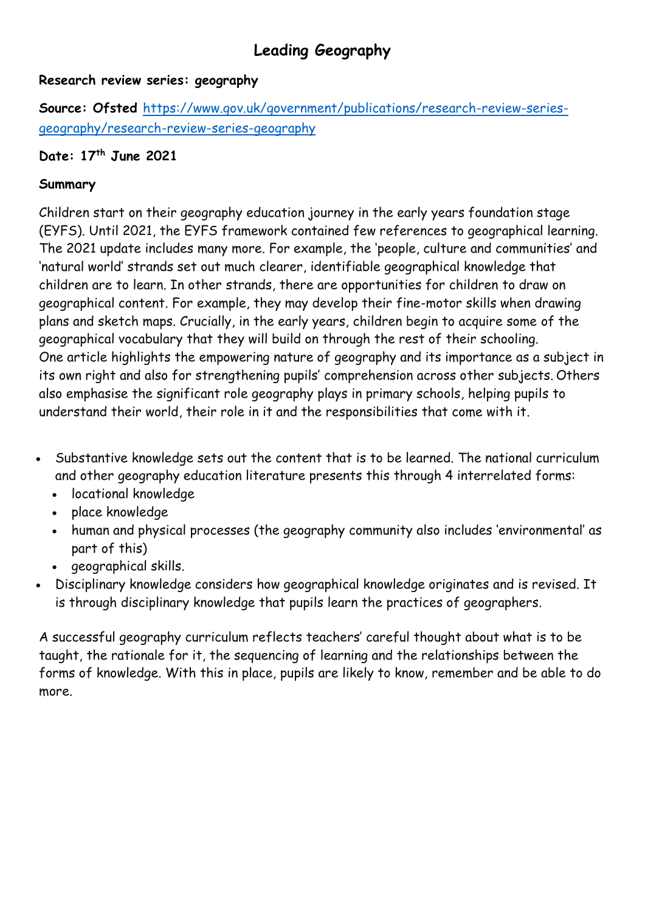# Leading Geography

**Research review series: geography**

**Source: Ofsted** [https://www.gov.uk/government/publications/research-review-series-geography/research-review-series-geography](https://www.gov.uk/government/publications/research-review-series-geography/research-review-series-geography)

**Date: 17th June 2021**

**Summary**

Children start on their geography education journey in the early years foundation stage (EYFS). Until 2021, the EYFS framework contained few references to geographical learning. The 2021 update includes many more. For example, the 'people, culture and communities' and 'natural world' strands set out much clearer, identifiable geographical knowledge that children are to learn. In other strands, there are opportunities for children to draw on geographical content. For example, they may develop their fine-motor skills when drawing plans and sketch maps. Crucially, in the early years, children begin to acquire some of the geographical vocabulary that they will build on through the rest of their schooling.
One article highlights the empowering nature of geography and its importance as a subject in its own right and also for strengthening pupils' comprehension across other subjects. Others also emphasise the significant role geography plays in primary schools, helping pupils to understand their world, their role in it and the responsibilities that come with it.

- Substantive knowledge sets out the content that is to be learned. The national curriculum and other geography education literature presents this through 4 interrelated forms:
  - locational knowledge
  - place knowledge
  - human and physical processes (the geography community also includes 'environmental' as part of this)
  - geographical skills.
- Disciplinary knowledge considers how geographical knowledge originates and is revised. It is through disciplinary knowledge that pupils learn the practices of geographers.

A successful geography curriculum reflects teachers' careful thought about what is to be taught, the rationale for it, the sequencing of learning and the relationships between the forms of knowledge. With this in place, pupils are likely to know, remember and be able to do more.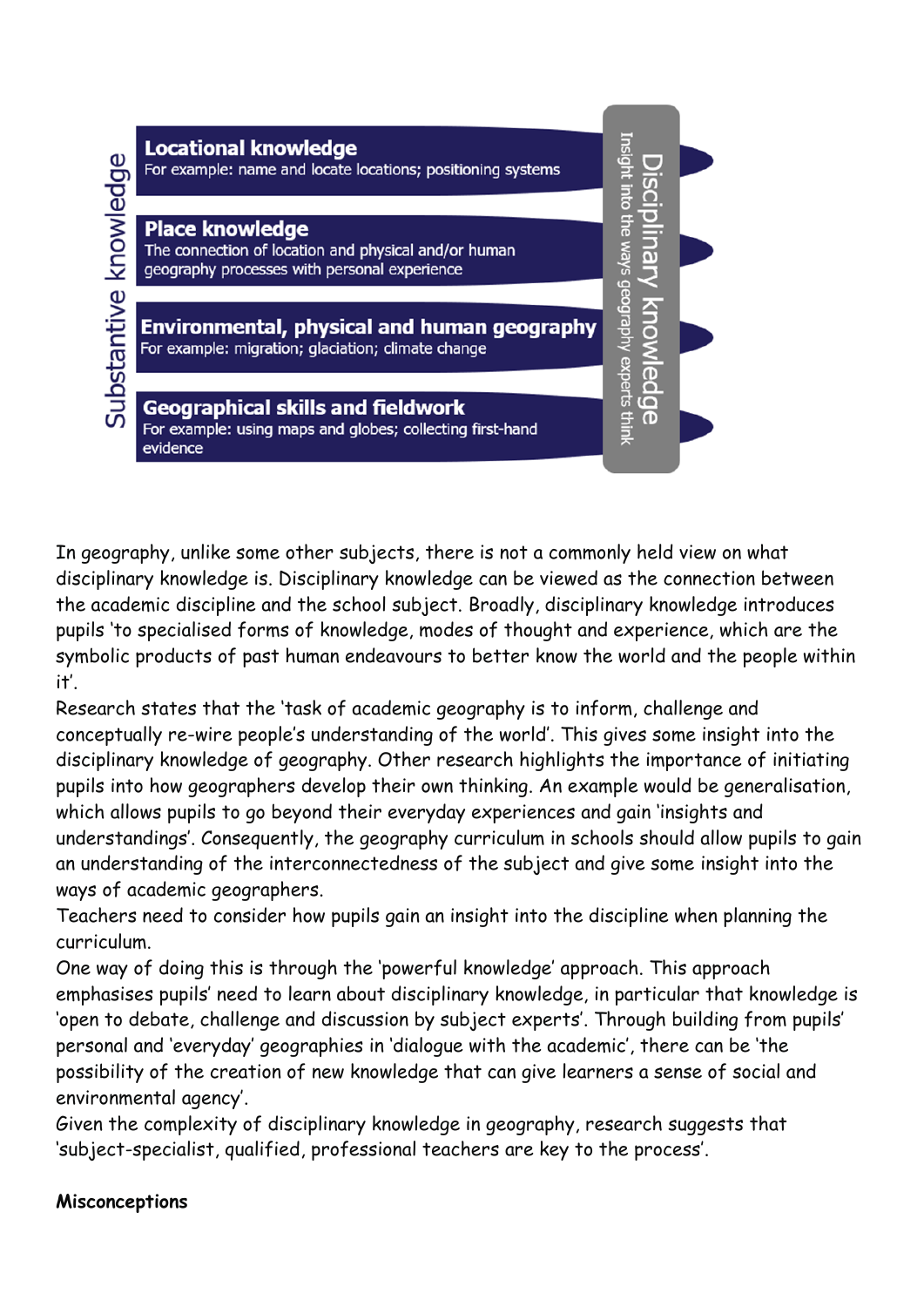Substantive knowledge

**Locational knowledge**
For example: name and locate locations; positioning systems

**Place knowledge**
The connection of location and physical and/or human geography processes with personal experience

**Environmental, physical and human geography**
For example: migration; glaciation; climate change

**Geographical skills and fieldwork**
For example: using maps and globes; collecting first-hand evidence

Disciplinary knowledge
Insight into the ways geography experts think

In geography, unlike some other subjects, there is not a commonly held view on what disciplinary knowledge is. Disciplinary knowledge can be viewed as the connection between the academic discipline and the school subject. Broadly, disciplinary knowledge introduces pupils 'to specialised forms of knowledge, modes of thought and experience, which are the symbolic products of past human endeavours to better know the world and the people within it'.

Research states that the 'task of academic geography is to inform, challenge and conceptually re-wire people's understanding of the world'. This gives some insight into the disciplinary knowledge of geography. Other research highlights the importance of initiating pupils into how geographers develop their own thinking. An example would be generalisation, which allows pupils to go beyond their everyday experiences and gain 'insights and understandings'. Consequently, the geography curriculum in schools should allow pupils to gain an understanding of the interconnectedness of the subject and give some insight into the ways of academic geographers.

Teachers need to consider how pupils gain an insight into the discipline when planning the curriculum.

One way of doing this is through the 'powerful knowledge' approach. This approach emphasises pupils' need to learn about disciplinary knowledge, in particular that knowledge is 'open to debate, challenge and discussion by subject experts'. Through building from pupils' personal and 'everyday' geographies in 'dialogue with the academic', there can be 'the possibility of the creation of new knowledge that can give learners a sense of social and environmental agency'.

Given the complexity of disciplinary knowledge in geography, research suggests that 'subject-specialist, qualified, professional teachers are key to the process'.

**Misconceptions**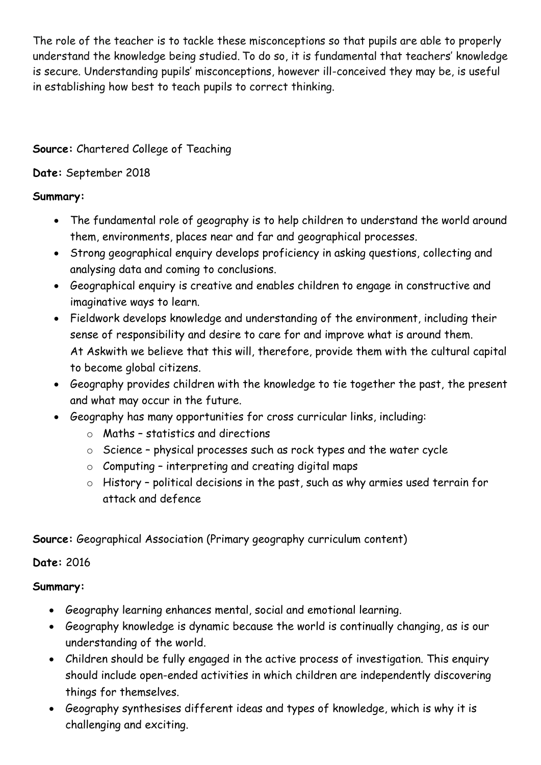The role of the teacher is to tackle these misconceptions so that pupils are able to properly understand the knowledge being studied. To do so, it is fundamental that teachers' knowledge is secure. Understanding pupils' misconceptions, however ill-conceived they may be, is useful in establishing how best to teach pupils to correct thinking.

**Source:** Chartered College of Teaching

**Date:** September 2018

**Summary:**

- The fundamental role of geography is to help children to understand the world around them, environments, places near and far and geographical processes.
- Strong geographical enquiry develops proficiency in asking questions, collecting and analysing data and coming to conclusions.
- Geographical enquiry is creative and enables children to engage in constructive and imaginative ways to learn.
- Fieldwork develops knowledge and understanding of the environment, including their sense of responsibility and desire to care for and improve what is around them. At Askwith we believe that this will, therefore, provide them with the cultural capital to become global citizens.
- Geography provides children with the knowledge to tie together the past, the present and what may occur in the future.
- Geography has many opportunities for cross curricular links, including:
  - Maths – statistics and directions
  - Science – physical processes such as rock types and the water cycle
  - Computing – interpreting and creating digital maps
  - History – political decisions in the past, such as why armies used terrain for attack and defence

**Source:** Geographical Association (Primary geography curriculum content)

**Date:** 2016

**Summary:**

- Geography learning enhances mental, social and emotional learning.
- Geography knowledge is dynamic because the world is continually changing, as is our understanding of the world.
- Children should be fully engaged in the active process of investigation. This enquiry should include open-ended activities in which children are independently discovering things for themselves.
- Geography synthesises different ideas and types of knowledge, which is why it is challenging and exciting.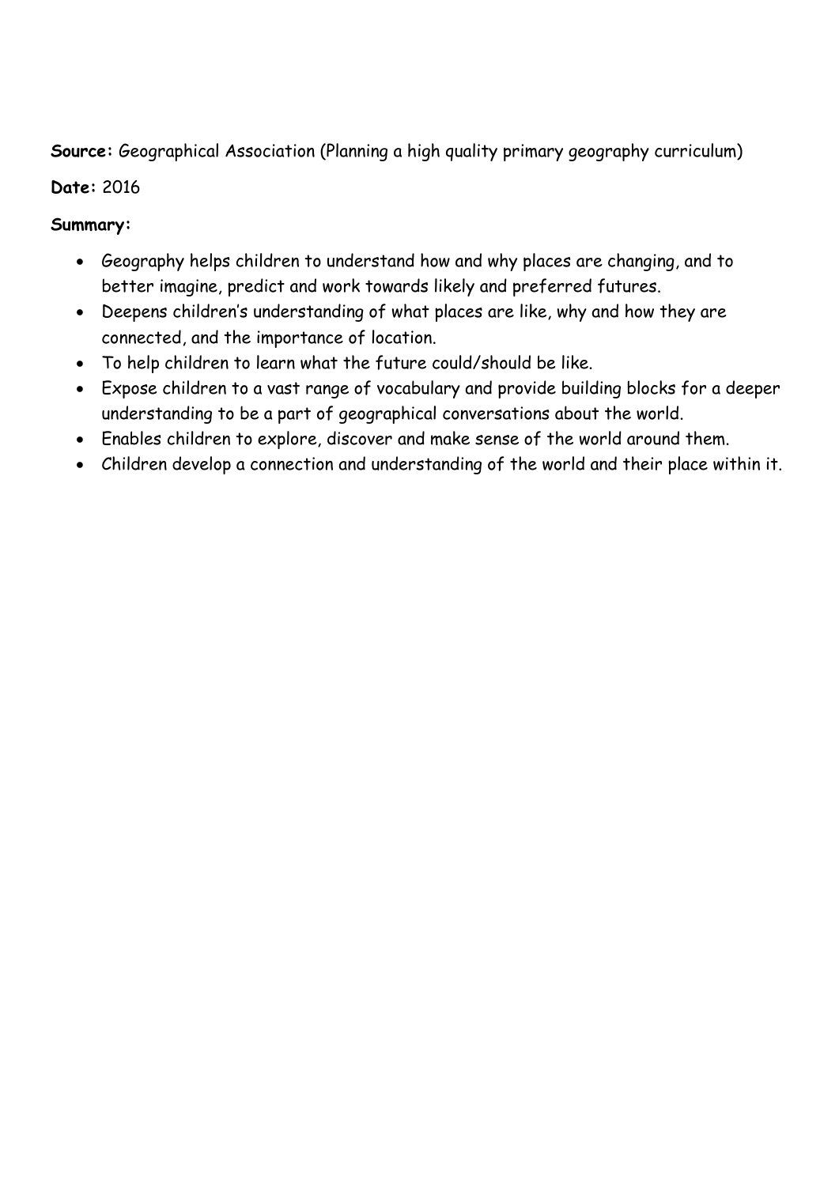**Source:** Geographical Association (Planning a high quality primary geography curriculum)

**Date:** 2016

**Summary:**

- Geography helps children to understand how and why places are changing, and to better imagine, predict and work towards likely and preferred futures.
- Deepens children's understanding of what places are like, why and how they are connected, and the importance of location.
- To help children to learn what the future could/should be like.
- Expose children to a vast range of vocabulary and provide building blocks for a deeper understanding to be a part of geographical conversations about the world.
- Enables children to explore, discover and make sense of the world around them.
- Children develop a connection and understanding of the world and their place within it.